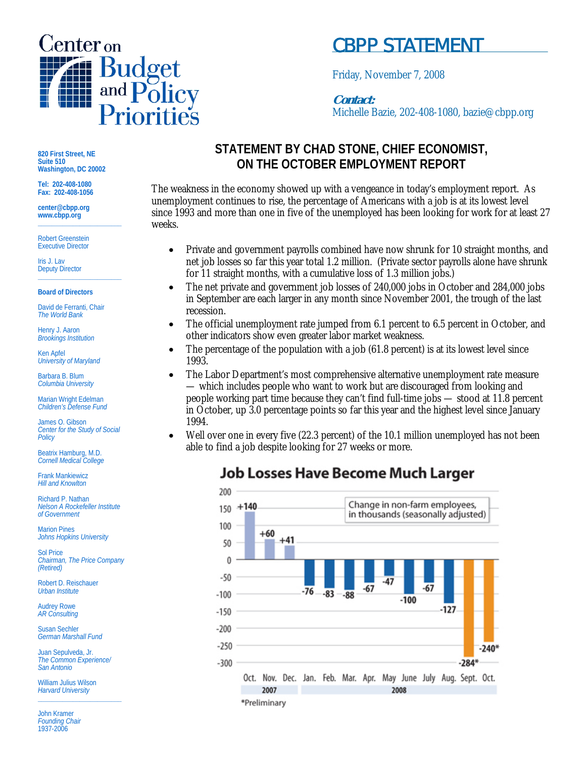# Center on Budget and Policy Priorities

## CBPP STATEMENT

Friday, November 7, 2008

***Contact:***
Michelle Bazie, 202-408-1080, bazie@cbpp.org

820 First Street, NE
Suite 510
Washington, DC 20002

Tel: 202-408-1080
Fax: 202-408-1056

center@cbpp.org
www.cbpp.org

Robert Greenstein
Executive Director

Iris J. Lav
Deputy Director

**Board of Directors**

David de Ferranti, Chair
*The World Bank*

Henry J. Aaron
*Brookings Institution*

Ken Apfel
*University of Maryland*

Barbara B. Blum
*Columbia University*

Marian Wright Edelman
*Children's Defense Fund*

James O. Gibson
*Center for the Study of Social Policy*

Beatrix Hamburg, M.D.
*Cornell Medical College*

Frank Mankiewicz
*Hill and Knowlton*

Richard P. Nathan
*Nelson A Rockefeller Institute of Government*

Marion Pines
*Johns Hopkins University*

Sol Price
*Chairman, The Price Company (Retired)*

Robert D. Reischauer
*Urban Institute*

Audrey Rowe
*AR Consulting*

Susan Sechler
*German Marshall Fund*

Juan Sepulveda, Jr.
*The Common Experience/ San Antonio*

William Julius Wilson
*Harvard University*

John Kramer
*Founding Chair*
1937-2006

## STATEMENT BY CHAD STONE, CHIEF ECONOMIST, ON THE OCTOBER EMPLOYMENT REPORT

The weakness in the economy showed up with a vengeance in today's employment report. As unemployment continues to rise, the percentage of Americans with a job is at its lowest level since 1993 and more than one in five of the unemployed has been looking for work for at least 27 weeks.

- Private and government payrolls combined have now shrunk for 10 straight months, and net job losses so far this year total 1.2 million. (Private sector payrolls alone have shrunk for 11 straight months, with a cumulative loss of 1.3 million jobs.)
- The net private and government job losses of 240,000 jobs in October and 284,000 jobs in September are each larger in any month since November 2001, the trough of the last recession.
- The official unemployment rate jumped from 6.1 percent to 6.5 percent in October, and other indicators show even greater labor market weakness.
- The percentage of the population with a job (61.8 percent) is at its lowest level since 1993.
- The Labor Department's most comprehensive alternative unemployment rate measure — which includes people who want to work but are discouraged from looking and people working part time because they can't find full-time jobs — stood at 11.8 percent in October, up 3.0 percentage points so far this year and the highest level since January 1994.
- Well over one in every five (22.3 percent) of the 10.1 million unemployed has not been able to find a job despite looking for 27 weeks or more.

**Job Losses Have Become Much Larger**

Change in non-farm employees, in thousands (seasonally adjusted)

| Year | Month | Change |
|---|---|---|
| 2007 | Oct. | +140 |
| 2007 | Nov. | +60 |
| 2007 | Dec. | +41 |
| 2008 | Jan. | -76 |
| 2008 | Feb. | -83 |
| 2008 | Mar. | -88 |
| 2008 | Apr. | -67 |
| 2008 | May | -47 |
| 2008 | June | -100 |
| 2008 | July | -67 |
| 2008 | Aug. | -127 |
| 2008 | Sept. | -284* |
| 2008 | Oct. | -240* |

*Preliminary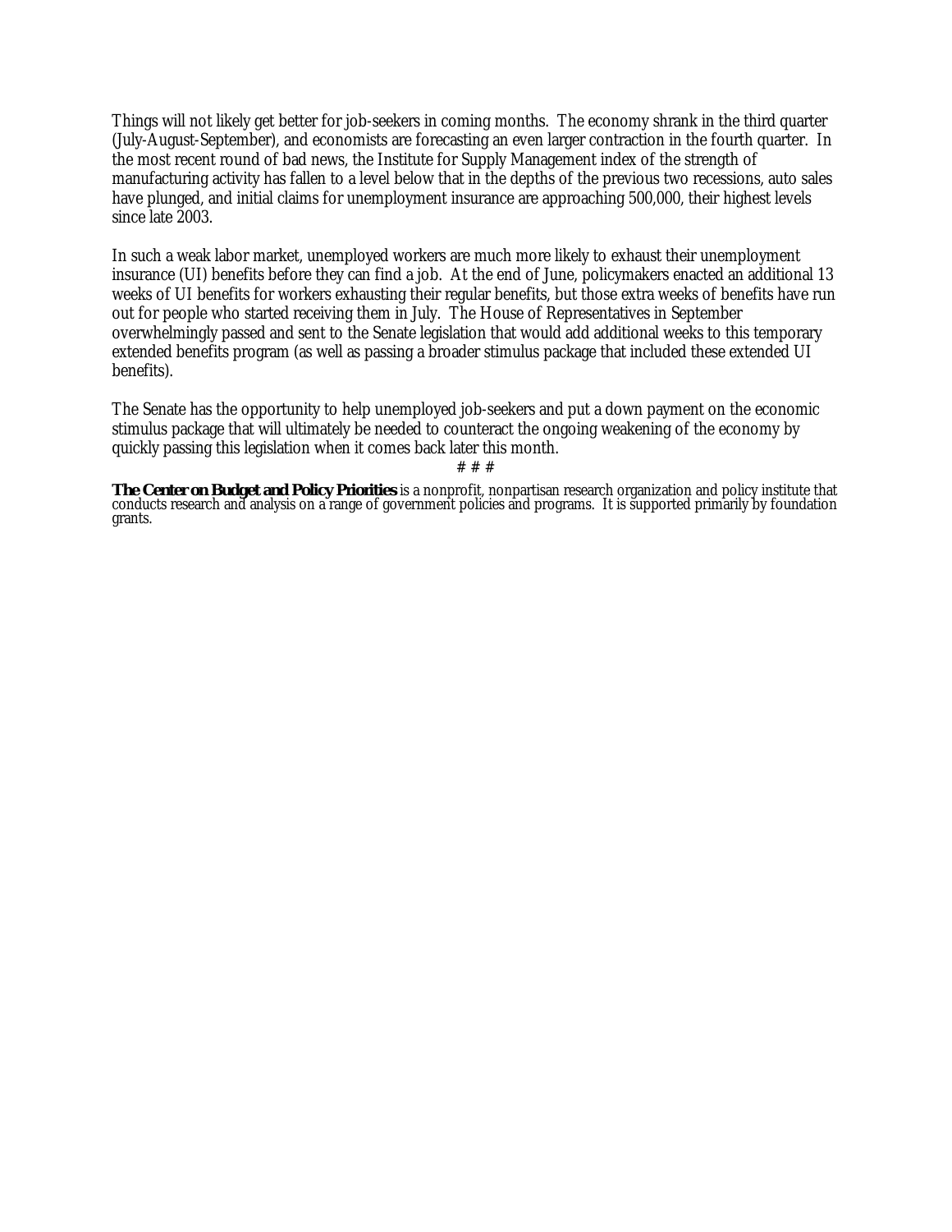Things will not likely get better for job-seekers in coming months. The economy shrank in the third quarter (July-August-September), and economists are forecasting an even larger contraction in the fourth quarter. In the most recent round of bad news, the Institute for Supply Management index of the strength of manufacturing activity has fallen to a level below that in the depths of the previous two recessions, auto sales have plunged, and initial claims for unemployment insurance are approaching 500,000, their highest levels since late 2003.

In such a weak labor market, unemployed workers are much more likely to exhaust their unemployment insurance (UI) benefits before they can find a job. At the end of June, policymakers enacted an additional 13 weeks of UI benefits for workers exhausting their regular benefits, but those extra weeks of benefits have run out for people who started receiving them in July. The House of Representatives in September overwhelmingly passed and sent to the Senate legislation that would add additional weeks to this temporary extended benefits program (as well as passing a broader stimulus package that included these extended UI benefits).

The Senate has the opportunity to help unemployed job-seekers and put a down payment on the economic stimulus package that will ultimately be needed to counteract the ongoing weakening of the economy by quickly passing this legislation when it comes back later this month.

# # #

**The Center on Budget and Policy Priorities** is a nonprofit, nonpartisan research organization and policy institute that conducts research and analysis on a range of government policies and programs. It is supported primarily by foundation grants.